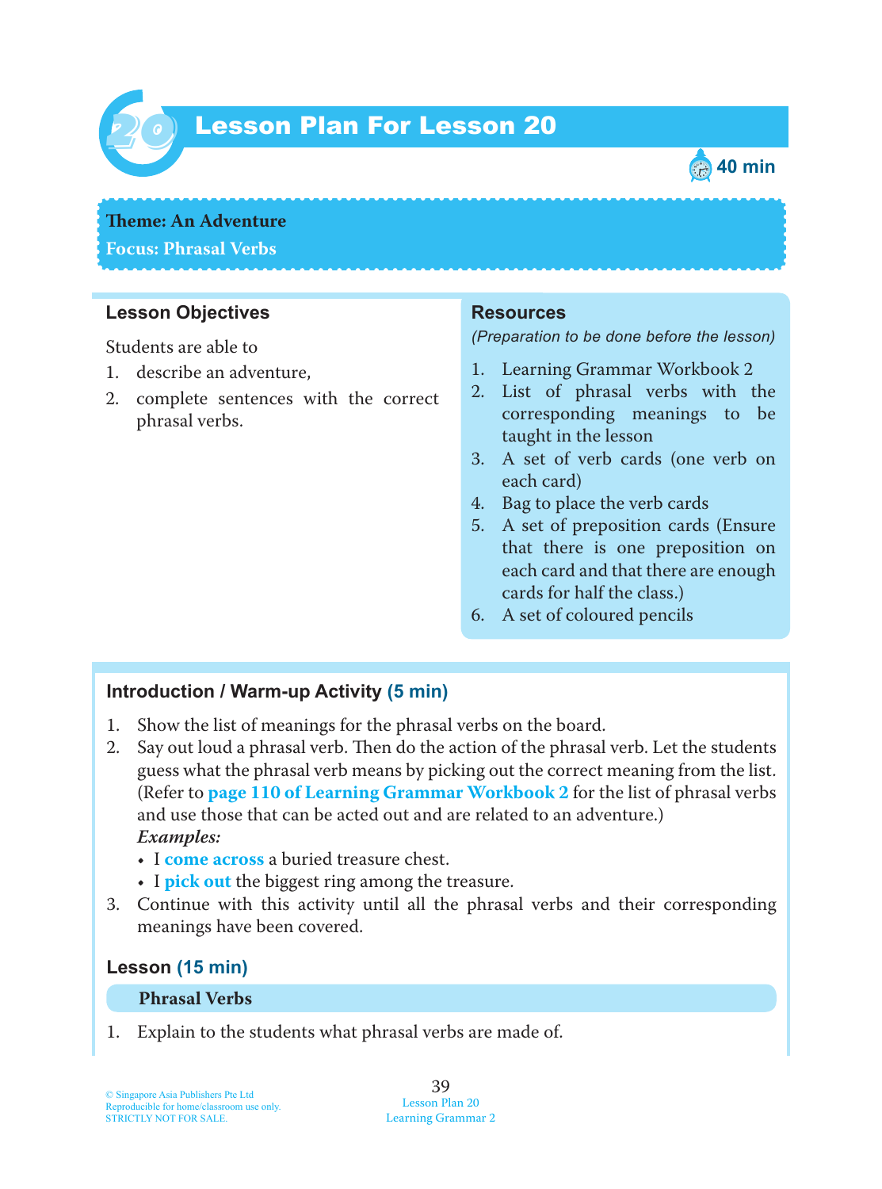# Lesson Plan For Lesson 20

40 min

**Theme: An Adventure**
**Focus: Phrasal Verbs**

## Lesson Objectives

Students are able to

1. describe an adventure,
2. complete sentences with the correct phrasal verbs.

## Resources

*(Preparation to be done before the lesson)*

1. Learning Grammar Workbook 2
2. List of phrasal verbs with the corresponding meanings to be taught in the lesson
3. A set of verb cards (one verb on each card)
4. Bag to place the verb cards
5. A set of preposition cards (Ensure that there is one preposition on each card and that there are enough cards for half the class.)
6. A set of coloured pencils

## Introduction / Warm-up Activity (5 min)

1. Show the list of meanings for the phrasal verbs on the board.
2. Say out loud a phrasal verb. Then do the action of the phrasal verb. Let the students guess what the phrasal verb means by picking out the correct meaning from the list. (Refer to **page 110 of Learning Grammar Workbook 2** for the list of phrasal verbs and use those that can be acted out and are related to an adventure.)
   ***Examples:***
   - I **come across** a buried treasure chest.
   - I **pick out** the biggest ring among the treasure.
3. Continue with this activity until all the phrasal verbs and their corresponding meanings have been covered.

## Lesson (15 min)

### Phrasal Verbs

1. Explain to the students what phrasal verbs are made of.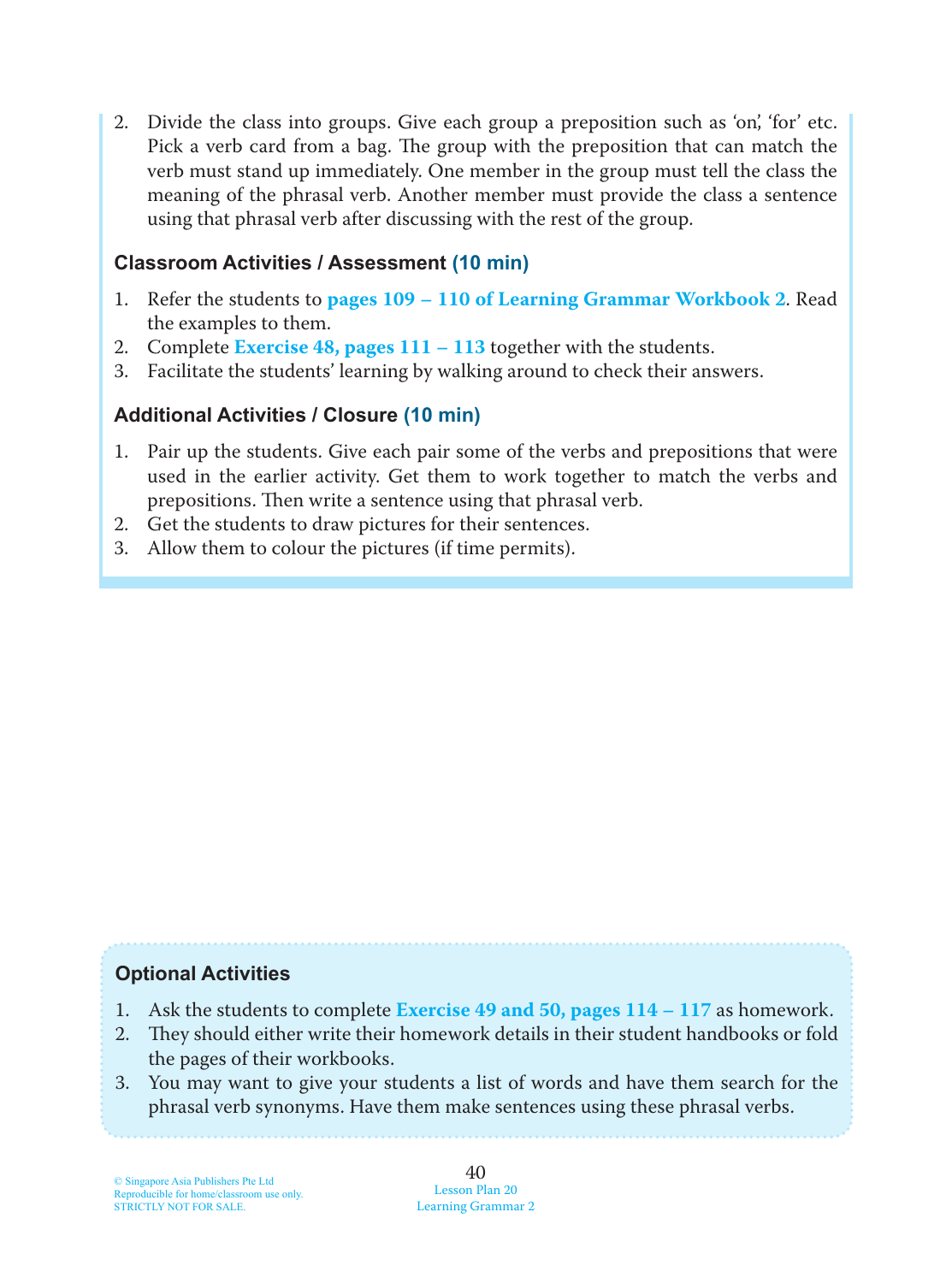2. Divide the class into groups. Give each group a preposition such as 'on', 'for' etc. Pick a verb card from a bag. The group with the preposition that can match the verb must stand up immediately. One member in the group must tell the class the meaning of the phrasal verb. Another member must provide the class a sentence using that phrasal verb after discussing with the rest of the group.

### Classroom Activities / Assessment (10 min)

1. Refer the students to **pages 109 – 110 of Learning Grammar Workbook 2**. Read the examples to them.
2. Complete **Exercise 48, pages 111 – 113** together with the students.
3. Facilitate the students' learning by walking around to check their answers.

### Additional Activities / Closure (10 min)

1. Pair up the students. Give each pair some of the verbs and prepositions that were used in the earlier activity. Get them to work together to match the verbs and prepositions. Then write a sentence using that phrasal verb.
2. Get the students to draw pictures for their sentences.
3. Allow them to colour the pictures (if time permits).

### Optional Activities

1. Ask the students to complete **Exercise 49 and 50, pages 114 – 117** as homework.
2. They should either write their homework details in their student handbooks or fold the pages of their workbooks.
3. You may want to give your students a list of words and have them search for the phrasal verb synonyms. Have them make sentences using these phrasal verbs.

© Singapore Asia Publishers Pte Ltd
Reproducible for home/classroom use only.
STRICTLY NOT FOR SALE.